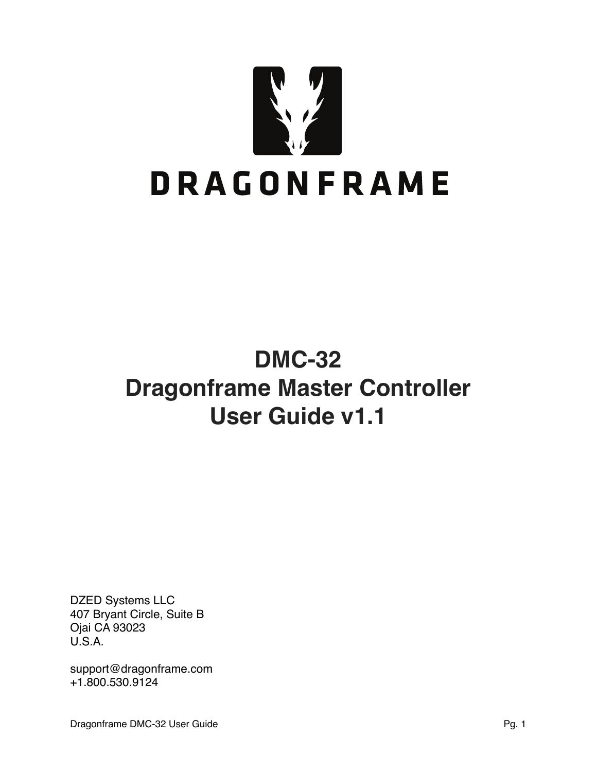DRAGONFRAME

# DMC-32
# Dragonframe Master Controller
# User Guide v1.1

DZED Systems LLC
407 Bryant Circle, Suite B
Ojai CA 93023
U.S.A.

support@dragonframe.com
+1.800.530.9124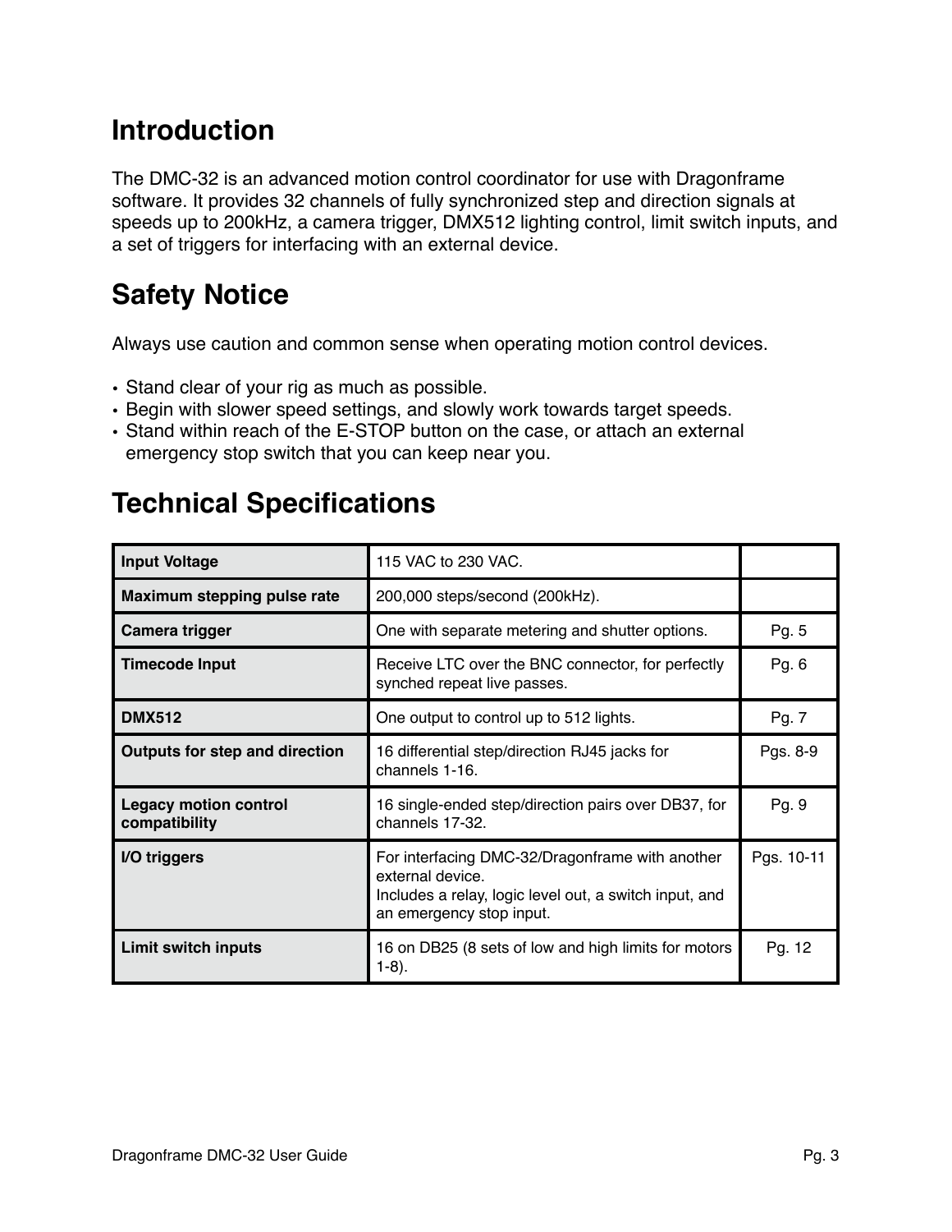## Introduction

The DMC-32 is an advanced motion control coordinator for use with Dragonframe software. It provides 32 channels of fully synchronized step and direction signals at speeds up to 200kHz, a camera trigger, DMX512 lighting control, limit switch inputs, and a set of triggers for interfacing with an external device.

## Safety Notice

Always use caution and common sense when operating motion control devices.

- Stand clear of your rig as much as possible.
- Begin with slower speed settings, and slowly work towards target speeds.
- Stand within reach of the E-STOP button on the case, or attach an external emergency stop switch that you can keep near you.

## Technical Specifications

| | | |
|---|---|---|
| **Input Voltage** | 115 VAC to 230 VAC. | |
| **Maximum stepping pulse rate** | 200,000 steps/second (200kHz). | |
| **Camera trigger** | One with separate metering and shutter options. | Pg. 5 |
| **Timecode Input** | Receive LTC over the BNC connector, for perfectly synched repeat live passes. | Pg. 6 |
| **DMX512** | One output to control up to 512 lights. | Pg. 7 |
| **Outputs for step and direction** | 16 differential step/direction RJ45 jacks for channels 1-16. | Pgs. 8-9 |
| **Legacy motion control compatibility** | 16 single-ended step/direction pairs over DB37, for channels 17-32. | Pg. 9 |
| **I/O triggers** | For interfacing DMC-32/Dragonframe with another external device.<br>Includes a relay, logic level out, a switch input, and an emergency stop input. | Pgs. 10-11 |
| **Limit switch inputs** | 16 on DB25 (8 sets of low and high limits for motors 1-8). | Pg. 12 |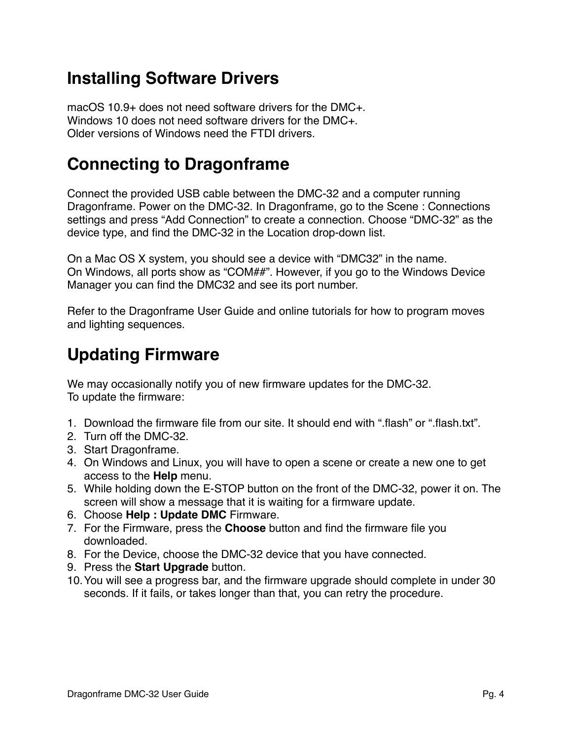## Installing Software Drivers

macOS 10.9+ does not need software drivers for the DMC+.
Windows 10 does not need software drivers for the DMC+.
Older versions of Windows need the FTDI drivers.

## Connecting to Dragonframe

Connect the provided USB cable between the DMC-32 and a computer running Dragonframe. Power on the DMC-32. In Dragonframe, go to the Scene : Connections settings and press “Add Connection” to create a connection. Choose “DMC-32” as the device type, and find the DMC-32 in the Location drop-down list.

On a Mac OS X system, you should see a device with “DMC32” in the name.
On Windows, all ports show as “COM##”. However, if you go to the Windows Device Manager you can find the DMC32 and see its port number.

Refer to the Dragonframe User Guide and online tutorials for how to program moves and lighting sequences.

## Updating Firmware

We may occasionally notify you of new firmware updates for the DMC-32.
To update the firmware:

1. Download the firmware file from our site. It should end with “.flash” or “.flash.txt”.
2. Turn off the DMC-32.
3. Start Dragonframe.
4. On Windows and Linux, you will have to open a scene or create a new one to get access to the **Help** menu.
5. While holding down the E-STOP button on the front of the DMC-32, power it on. The screen will show a message that it is waiting for a firmware update.
6. Choose **Help : Update DMC** Firmware.
7. For the Firmware, press the **Choose** button and find the firmware file you downloaded.
8. For the Device, choose the DMC-32 device that you have connected.
9. Press the **Start Upgrade** button.
10. You will see a progress bar, and the firmware upgrade should complete in under 30 seconds. If it fails, or takes longer than that, you can retry the procedure.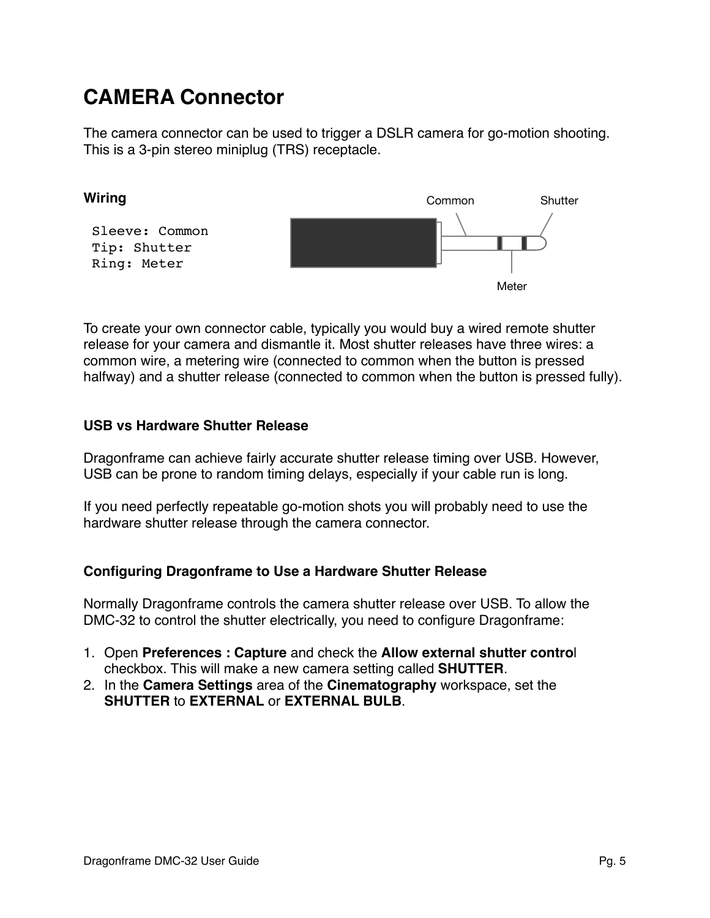# CAMERA Connector

The camera connector can be used to trigger a DSLR camera for go-motion shooting. This is a 3-pin stereo miniplug (TRS) receptacle.

### Wiring

```
Sleeve: Common
Tip: Shutter
Ring: Meter
```

Common

Shutter

Meter

To create your own connector cable, typically you would buy a wired remote shutter release for your camera and dismantle it. Most shutter releases have three wires: a common wire, a metering wire (connected to common when the button is pressed halfway) and a shutter release (connected to common when the button is pressed fully).

### USB vs Hardware Shutter Release

Dragonframe can achieve fairly accurate shutter release timing over USB. However, USB can be prone to random timing delays, especially if your cable run is long.

If you need perfectly repeatable go-motion shots you will probably need to use the hardware shutter release through the camera connector.

### Configuring Dragonframe to Use a Hardware Shutter Release

Normally Dragonframe controls the camera shutter release over USB. To allow the DMC-32 to control the shutter electrically, you need to configure Dragonframe:

1. Open **Preferences : Capture** and check the **Allow external shutter control** checkbox. This will make a new camera setting called **SHUTTER**.
2. In the **Camera Settings** area of the **Cinematography** workspace, set the **SHUTTER** to **EXTERNAL** or **EXTERNAL BULB**.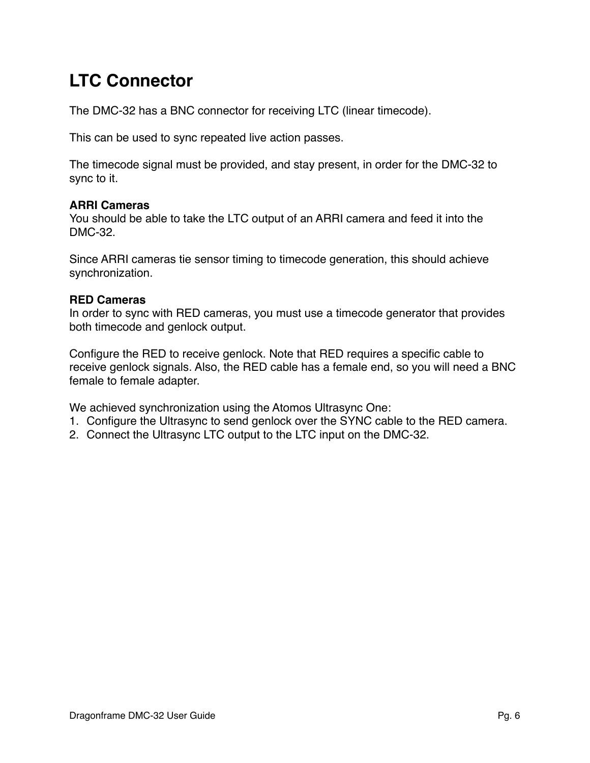# LTC Connector

The DMC-32 has a BNC connector for receiving LTC (linear timecode).

This can be used to sync repeated live action passes.

The timecode signal must be provided, and stay present, in order for the DMC-32 to sync to it.

**ARRI Cameras**
You should be able to take the LTC output of an ARRI camera and feed it into the DMC-32.

Since ARRI cameras tie sensor timing to timecode generation, this should achieve synchronization.

**RED Cameras**
In order to sync with RED cameras, you must use a timecode generator that provides both timecode and genlock output.

Configure the RED to receive genlock. Note that RED requires a specific cable to receive genlock signals. Also, the RED cable has a female end, so you will need a BNC female to female adapter.

We achieved synchronization using the Atomos Ultrasync One:

1. Configure the Ultrasync to send genlock over the SYNC cable to the RED camera.
2. Connect the Ultrasync LTC output to the LTC input on the DMC-32.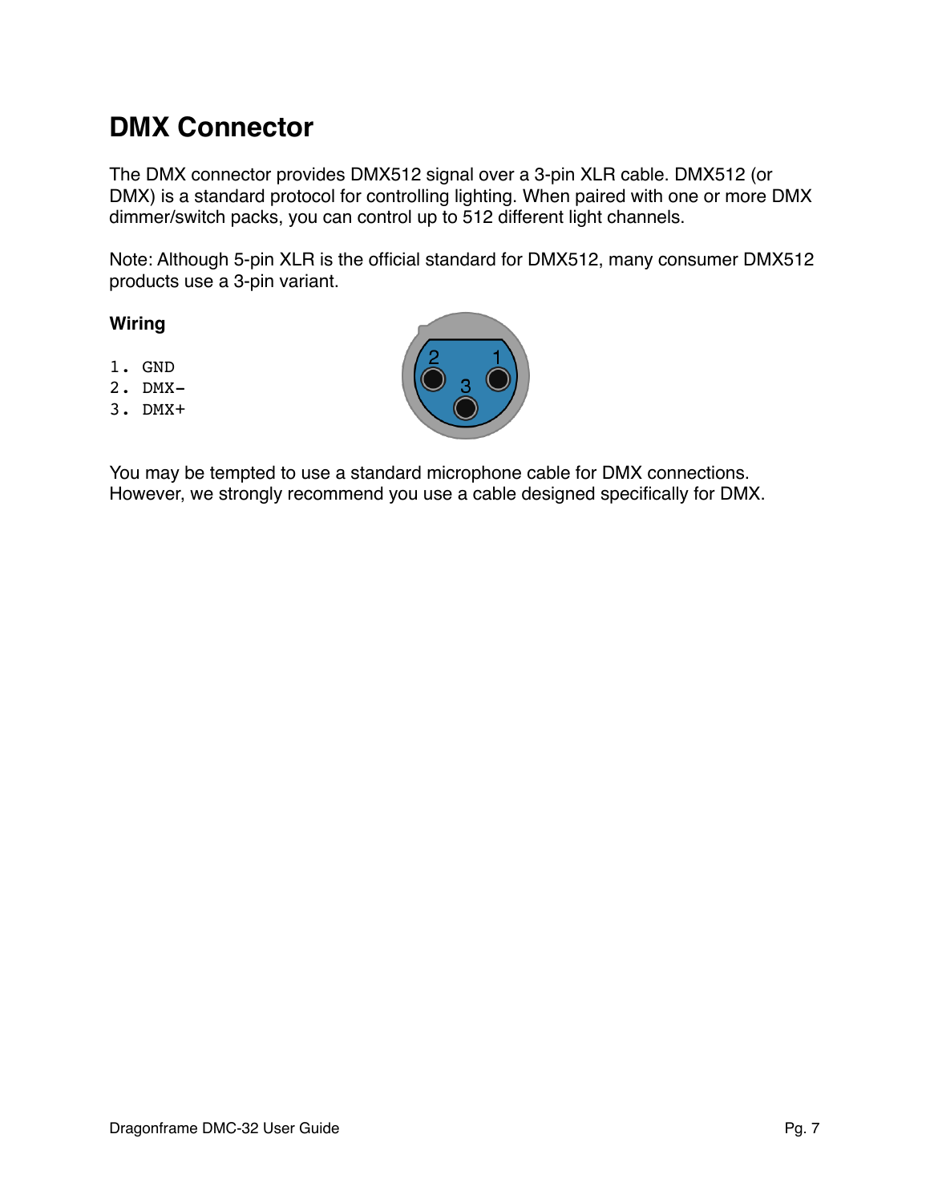# DMX Connector

The DMX connector provides DMX512 signal over a 3-pin XLR cable. DMX512 (or DMX) is a standard protocol for controlling lighting. When paired with one or more DMX dimmer/switch packs, you can control up to 512 different light channels.

Note: Although 5-pin XLR is the official standard for DMX512, many consumer DMX512 products use a 3-pin variant.

**Wiring**

```
1. GND
2. DMX-
3. DMX+
```

You may be tempted to use a standard microphone cable for DMX connections. However, we strongly recommend you use a cable designed specifically for DMX.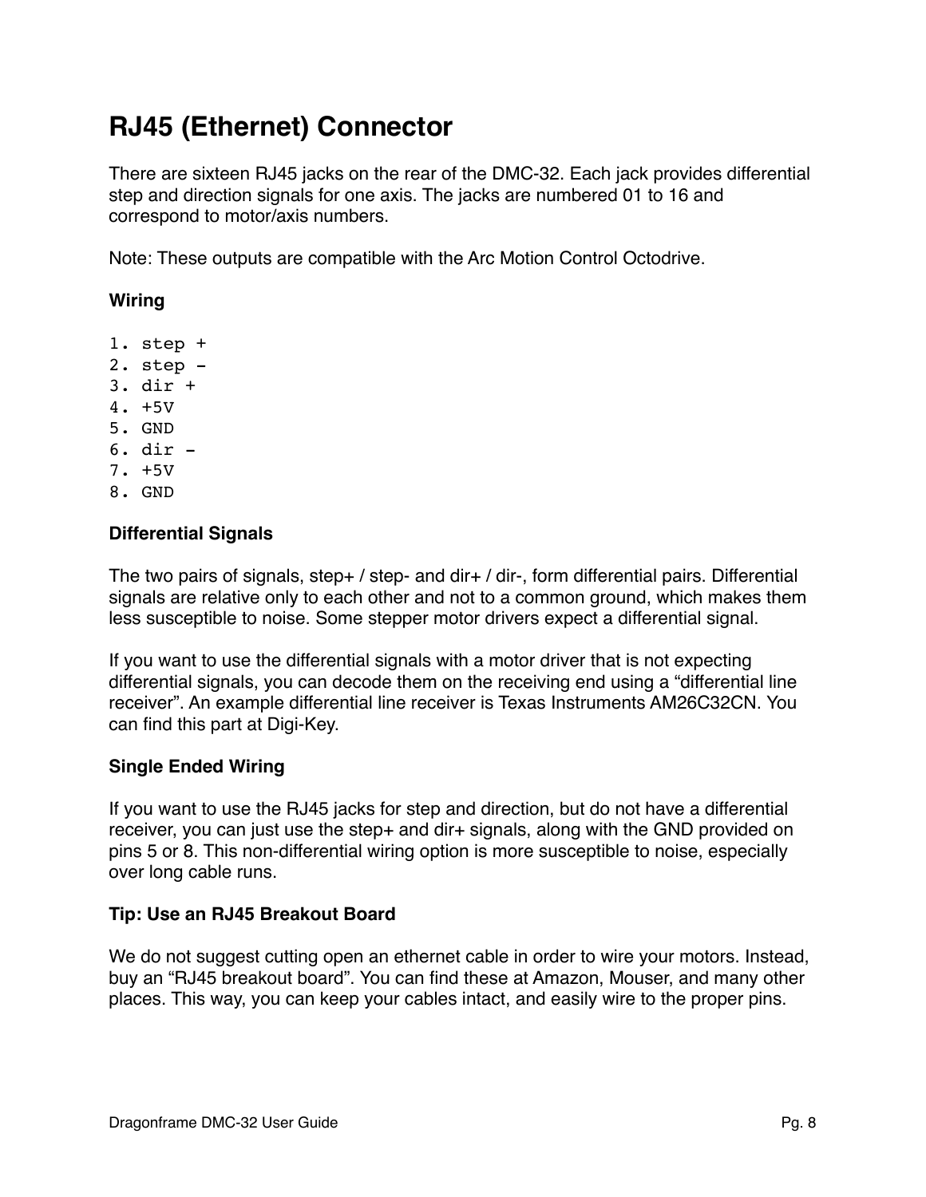# RJ45 (Ethernet) Connector

There are sixteen RJ45 jacks on the rear of the DMC-32. Each jack provides differential step and direction signals for one axis. The jacks are numbered 01 to 16 and correspond to motor/axis numbers.

Note: These outputs are compatible with the Arc Motion Control Octodrive.

### Wiring

1. step +
2. step -
3. dir +
4. +5V
5. GND
6. dir -
7. +5V
8. GND

### Differential Signals

The two pairs of signals, step+ / step- and dir+ / dir-, form differential pairs. Differential signals are relative only to each other and not to a common ground, which makes them less susceptible to noise. Some stepper motor drivers expect a differential signal.

If you want to use the differential signals with a motor driver that is not expecting differential signals, you can decode them on the receiving end using a "differential line receiver". An example differential line receiver is Texas Instruments AM26C32CN. You can find this part at Digi-Key.

### Single Ended Wiring

If you want to use the RJ45 jacks for step and direction, but do not have a differential receiver, you can just use the step+ and dir+ signals, along with the GND provided on pins 5 or 8. This non-differential wiring option is more susceptible to noise, especially over long cable runs.

### Tip: Use an RJ45 Breakout Board

We do not suggest cutting open an ethernet cable in order to wire your motors. Instead, buy an "RJ45 breakout board". You can find these at Amazon, Mouser, and many other places. This way, you can keep your cables intact, and easily wire to the proper pins.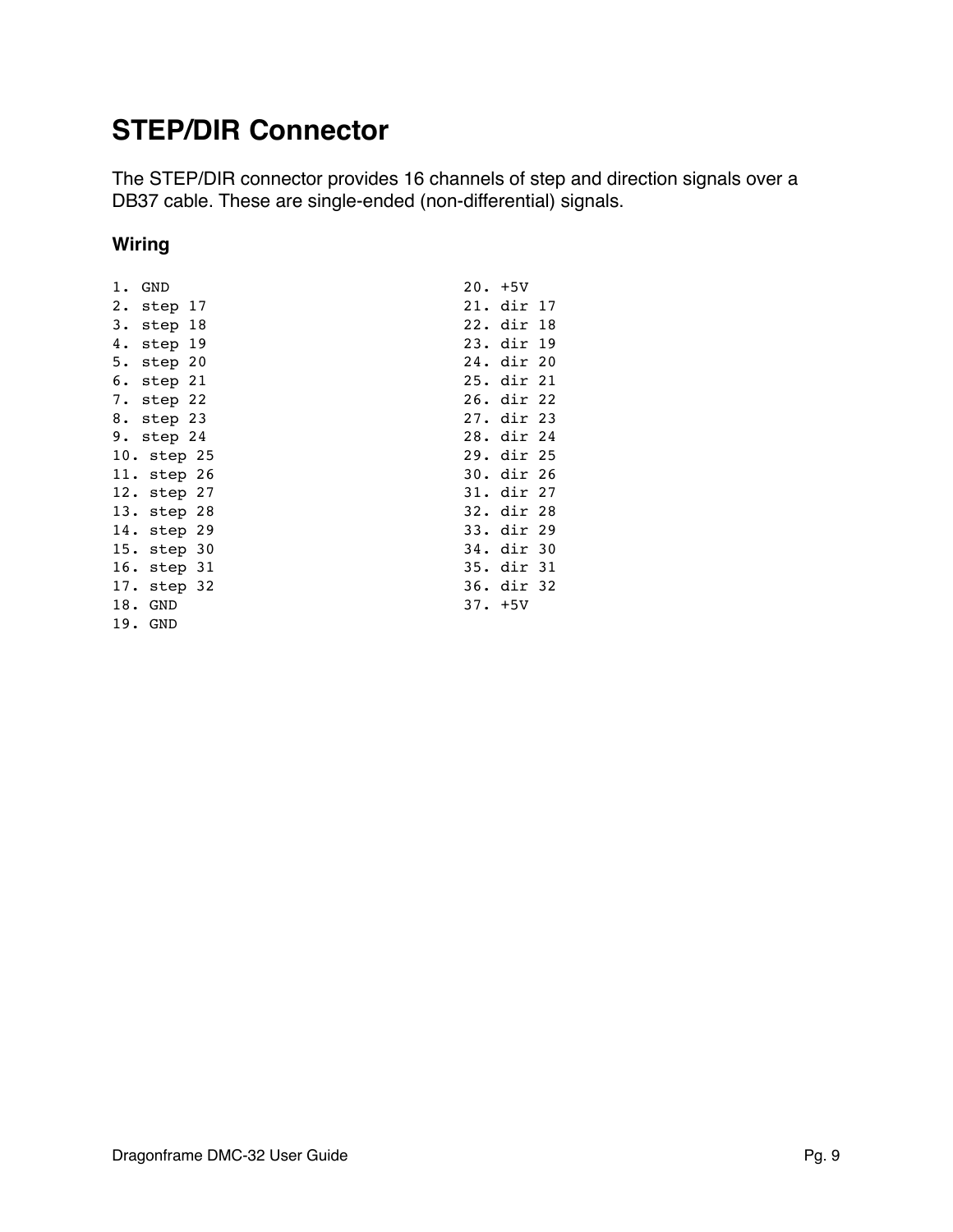# STEP/DIR Connector

The STEP/DIR connector provides 16 channels of step and direction signals over a DB37 cable. These are single-ended (non-differential) signals.

### Wiring

```
1. GND                                  20. +5V
2. step 17                              21. dir 17
3. step 18                              22. dir 18
4. step 19                              23. dir 19
5. step 20                              24. dir 20
6. step 21                              25. dir 21
7. step 22                              26. dir 22
8. step 23                              27. dir 23
9. step 24                              28. dir 24
10. step 25                             29. dir 25
11. step 26                             30. dir 26
12. step 27                             31. dir 27
13. step 28                             32. dir 28
14. step 29                             33. dir 29
15. step 30                             34. dir 30
16. step 31                             35. dir 31
17. step 32                             36. dir 32
18. GND                                 37. +5V
19. GND
```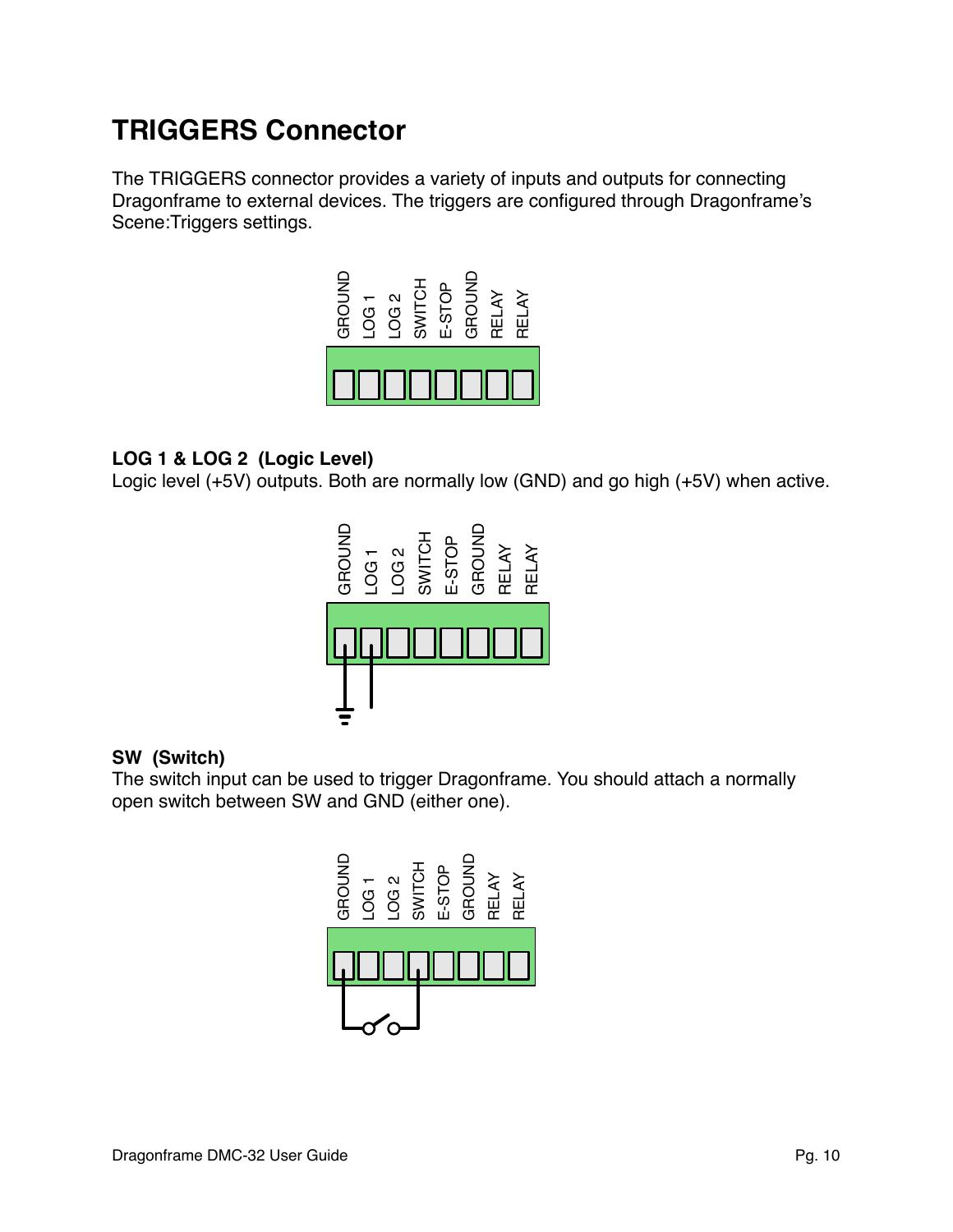# TRIGGERS Connector

The TRIGGERS connector provides a variety of inputs and outputs for connecting Dragonframe to external devices. The triggers are configured through Dragonframe's Scene:Triggers settings.

**LOG 1 & LOG 2 (Logic Level)**
Logic level (+5V) outputs. Both are normally low (GND) and go high (+5V) when active.

**SW (Switch)**
The switch input can be used to trigger Dragonframe. You should attach a normally open switch between SW and GND (either one).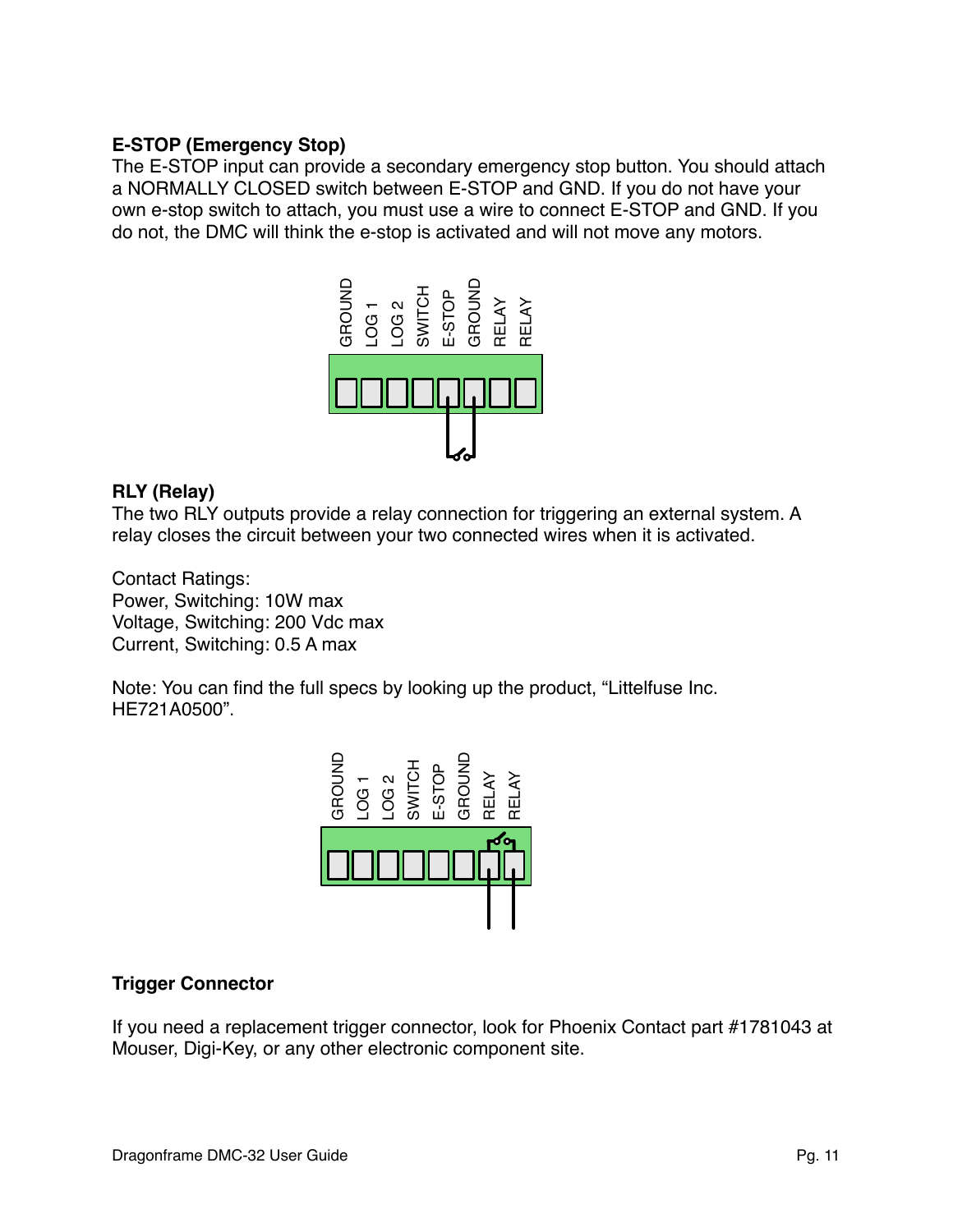**E-STOP (Emergency Stop)**

The E-STOP input can provide a secondary emergency stop button. You should attach a NORMALLY CLOSED switch between E-STOP and GND. If you do not have your own e-stop switch to attach, you must use a wire to connect E-STOP and GND. If you do not, the DMC will think the e-stop is activated and will not move any motors.

**RLY (Relay)**

The two RLY outputs provide a relay connection for triggering an external system. A relay closes the circuit between your two connected wires when it is activated.

Contact Ratings:
Power, Switching: 10W max
Voltage, Switching: 200 Vdc max
Current, Switching: 0.5 A max

Note: You can find the full specs by looking up the product, “Littelfuse Inc. HE721A0500”.

**Trigger Connector**

If you need a replacement trigger connector, look for Phoenix Contact part #1781043 at Mouser, Digi-Key, or any other electronic component site.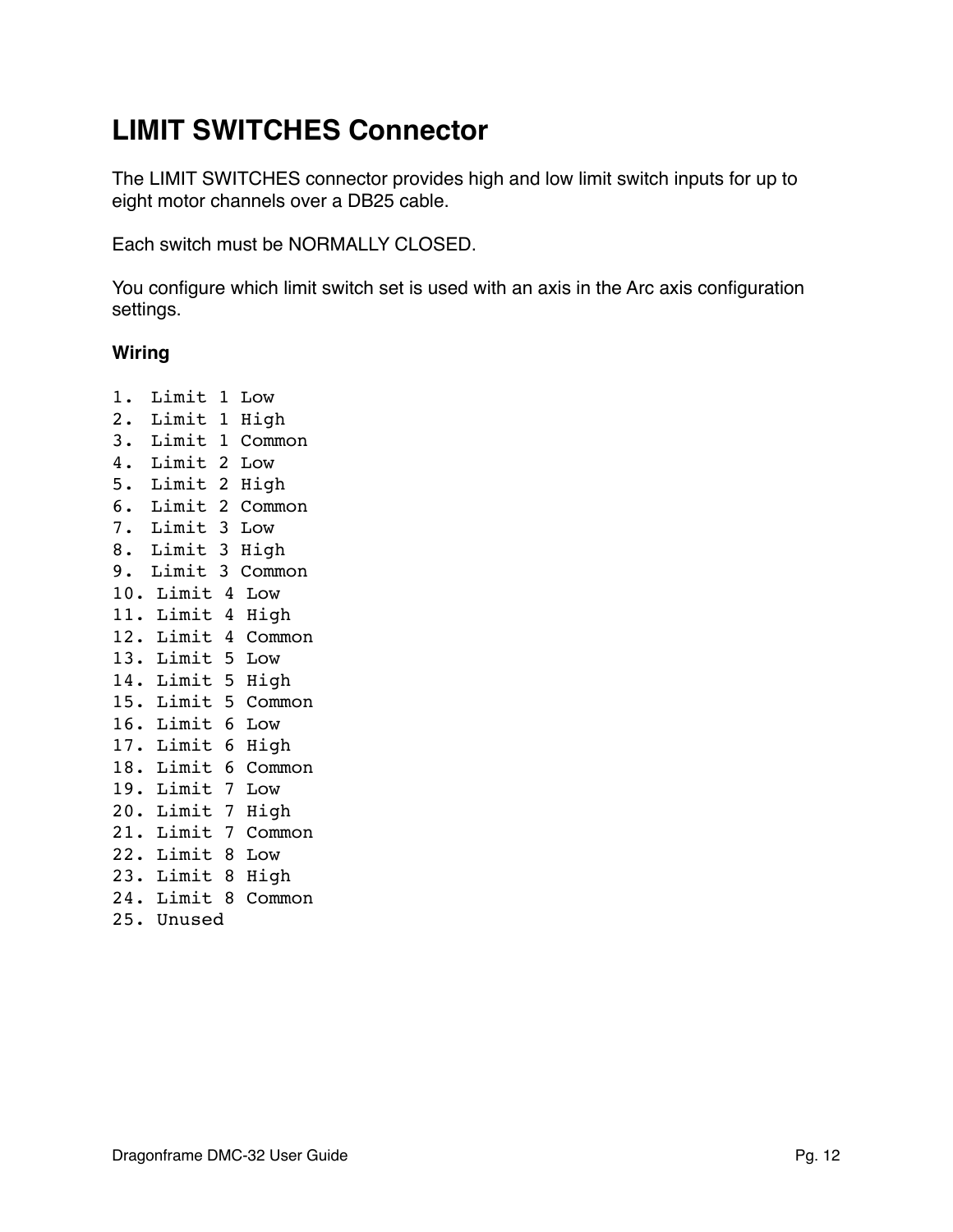# LIMIT SWITCHES Connector

The LIMIT SWITCHES connector provides high and low limit switch inputs for up to eight motor channels over a DB25 cable.

Each switch must be NORMALLY CLOSED.

You configure which limit switch set is used with an axis in the Arc axis configuration settings.

### Wiring

```
1.  Limit 1 Low
2.  Limit 1 High
3.  Limit 1 Common
4.  Limit 2 Low
5.  Limit 2 High
6.  Limit 2 Common
7.  Limit 3 Low
8.  Limit 3 High
9.  Limit 3 Common
10. Limit 4 Low
11. Limit 4 High
12. Limit 4 Common
13. Limit 5 Low
14. Limit 5 High
15. Limit 5 Common
16. Limit 6 Low
17. Limit 6 High
18. Limit 6 Common
19. Limit 7 Low
20. Limit 7 High
21. Limit 7 Common
22. Limit 8 Low
23. Limit 8 High
24. Limit 8 Common
25. Unused
```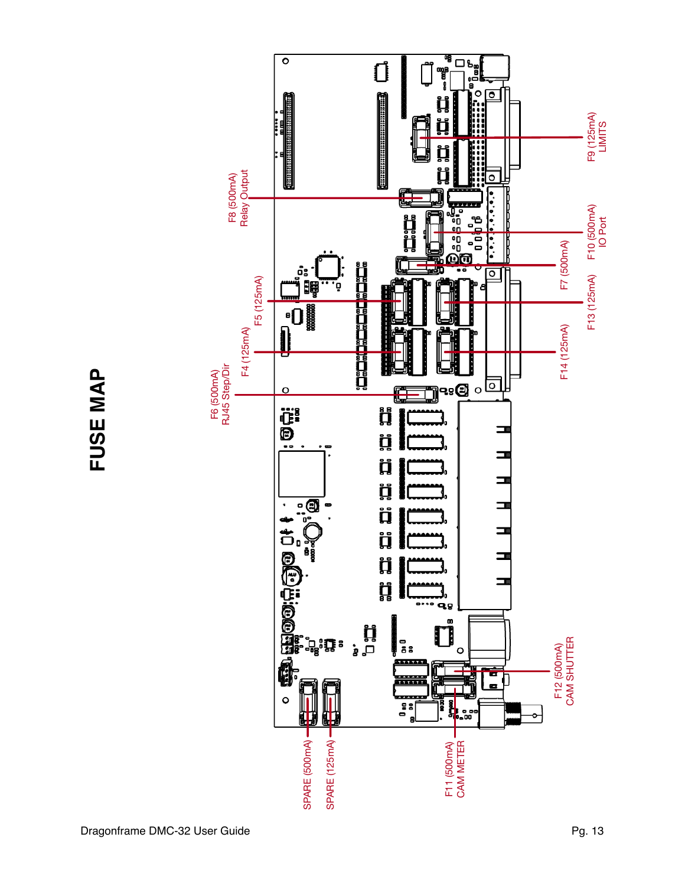# FUSE MAP

F8 (500mA)
Relay Output

F9 (125mA)
LIMITS

F10 (500mA)
IO Port

F7 (500mA)

F5 (125mA)

F13 (125mA)

F4 (125mA)

F14 (125mA)

F6 (500mA)
RJ45 Step/Dir

F12 (500mA)
CAM SHUTTER

SPARE (500mA)

SPARE (125mA)

F11 (500mA)
CAM METER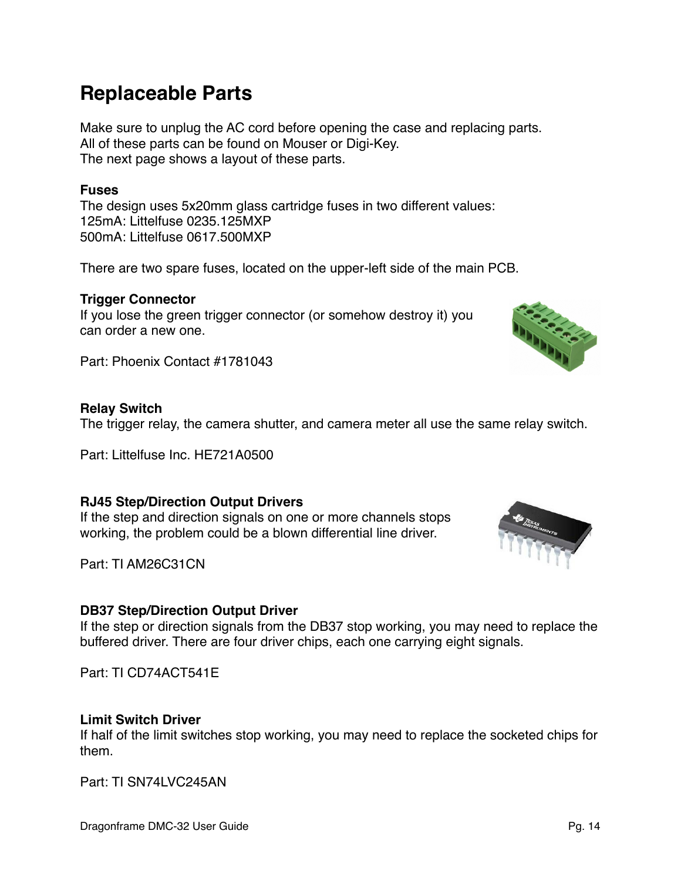# Replaceable Parts

Make sure to unplug the AC cord before opening the case and replacing parts.
All of these parts can be found on Mouser or Digi-Key.
The next page shows a layout of these parts.

**Fuses**
The design uses 5x20mm glass cartridge fuses in two different values:
125mA: Littelfuse 0235.125MXP
500mA: Littelfuse 0617.500MXP

There are two spare fuses, located on the upper-left side of the main PCB.

**Trigger Connector**
If you lose the green trigger connector (or somehow destroy it) you can order a new one.

Part: Phoenix Contact #1781043

**Relay Switch**
The trigger relay, the camera shutter, and camera meter all use the same relay switch.

Part: Littelfuse Inc. HE721A0500

**RJ45 Step/Direction Output Drivers**
If the step and direction signals on one or more channels stops working, the problem could be a blown differential line driver.

Part: TI AM26C31CN

**DB37 Step/Direction Output Driver**
If the step or direction signals from the DB37 stop working, you may need to replace the buffered driver. There are four driver chips, each one carrying eight signals.

Part: TI CD74ACT541E

**Limit Switch Driver**
If half of the limit switches stop working, you may need to replace the socketed chips for them.

Part: TI SN74LVC245AN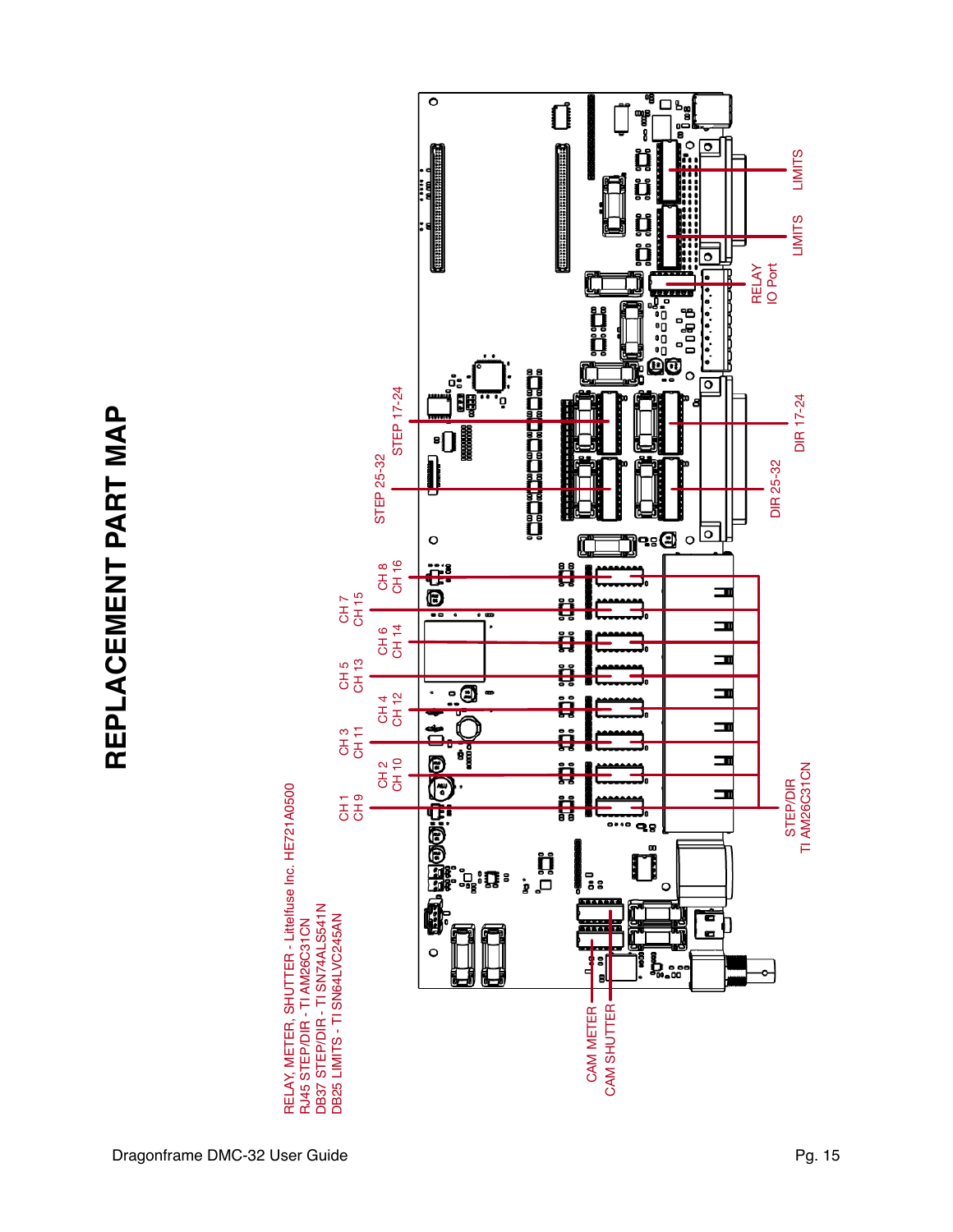# REPLACEMENT PART MAP

RELAY, METER, SHUTTER - Littelfuse Inc. HE721A0500
RJ45 STEP/DIR - TI AM26C31CN
DB37 STEP/DIR - TI SN74ALS541N
DB25 LIMITS - TI SN64LVC245AN

CH 1
CH 9

CH 2
CH 10

CH 3
CH 11

CH 4
CH 12

CH 5
CH 13

CH 6
CH 14

CH 7
CH 15

CH 8
CH 16

STEP 25-32

STEP 17-24

CAM METER

CAM SHUTTER

STEP/DIR
TI AM26C31CN

DIR 25-32

DIR 17-24

RELAY
IO Port

LIMITS

LIMITS